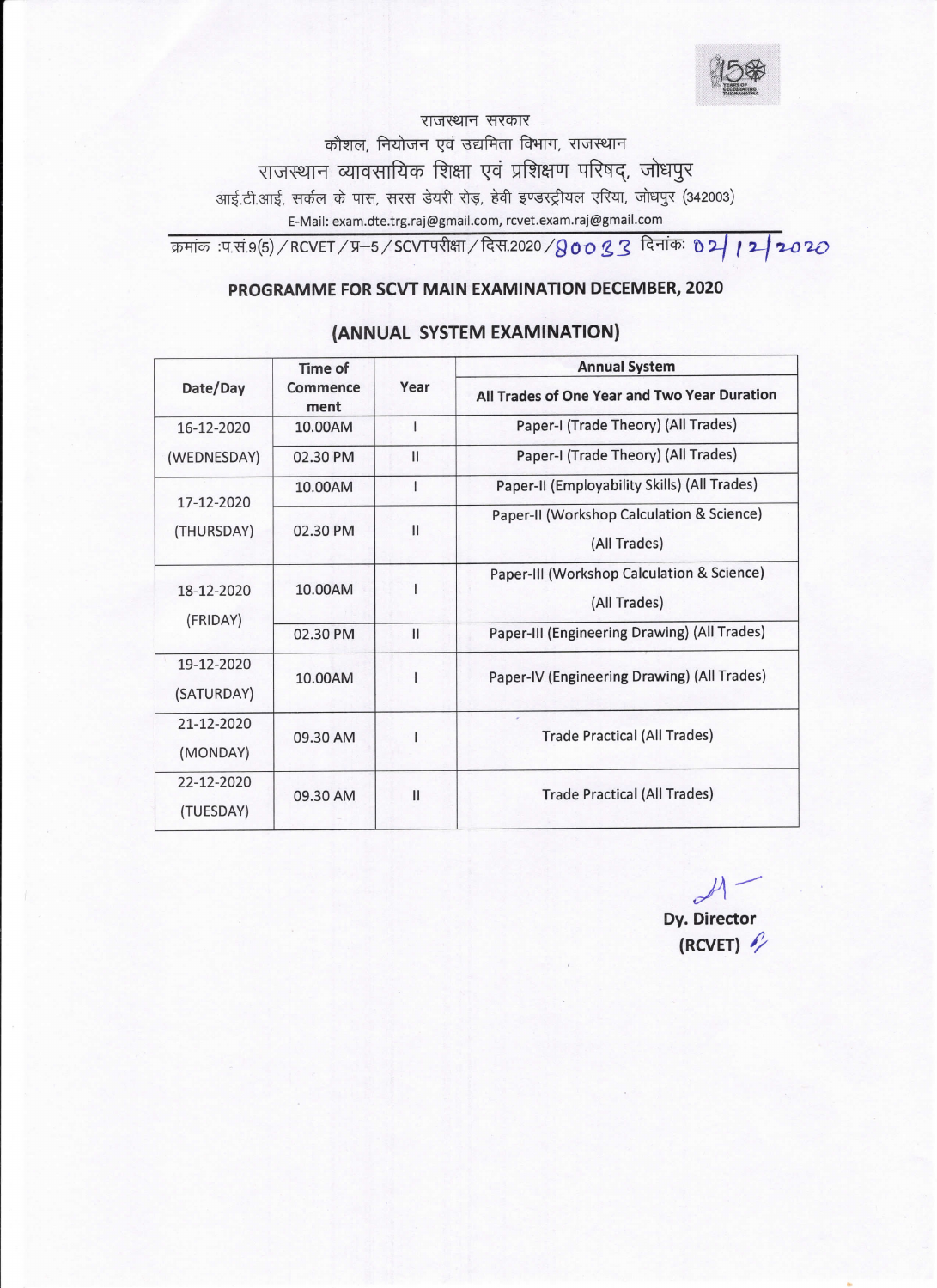राजस्थान सरकार

कौशल, नियोजन एवं उद्यमिता विभाग, राजस्थान

# राजस्थान व्यावसायिक शिक्षा एवं प्रशिक्षण परिषद्, जोधपुर

आई.टी.आई, सर्कल के पास, सरस डेयरी रोड़, हेवी इण्डस्ट्रीयल एरिया, जोधपुर (342003)

E-Mail: exam.dte.trg.raj@gmail.com, rcvet.exam.raj@gmail.com

क्रमांक :प.सं.9(5)/RCVET/प्र–5/SCVTपरीक्षा/दिस.2020/80033 दिनांकः 02/12/2020

## PROGRAMME FOR SCVT MAIN EXAMINATION DECEMBER, 2020

## (ANNUAL SYSTEM EXAMINATION)

| Date/Day | Time of Commencement | Year | Annual System |
|---|---|---|---|
| | | | All Trades of One Year and Two Year Duration |
| 16-12-2020 (WEDNESDAY) | 10.00AM | I | Paper-I (Trade Theory) (All Trades) |
| | 02.30 PM | II | Paper-I (Trade Theory) (All Trades) |
| 17-12-2020 (THURSDAY) | 10.00AM | I | Paper-II (Employability Skills) (All Trades) |
| | 02.30 PM | II | Paper-II (Workshop Calculation & Science) (All Trades) |
| 18-12-2020 (FRIDAY) | 10.00AM | I | Paper-III (Workshop Calculation & Science) (All Trades) |
| | 02.30 PM | II | Paper-III (Engineering Drawing) (All Trades) |
| 19-12-2020 (SATURDAY) | 10.00AM | I | Paper-IV (Engineering Drawing) (All Trades) |
| 21-12-2020 (MONDAY) | 09.30 AM | I | Trade Practical (All Trades) |
| 22-12-2020 (TUESDAY) | 09.30 AM | II | Trade Practical (All Trades) |

**Dy. Director**
**(RCVET)**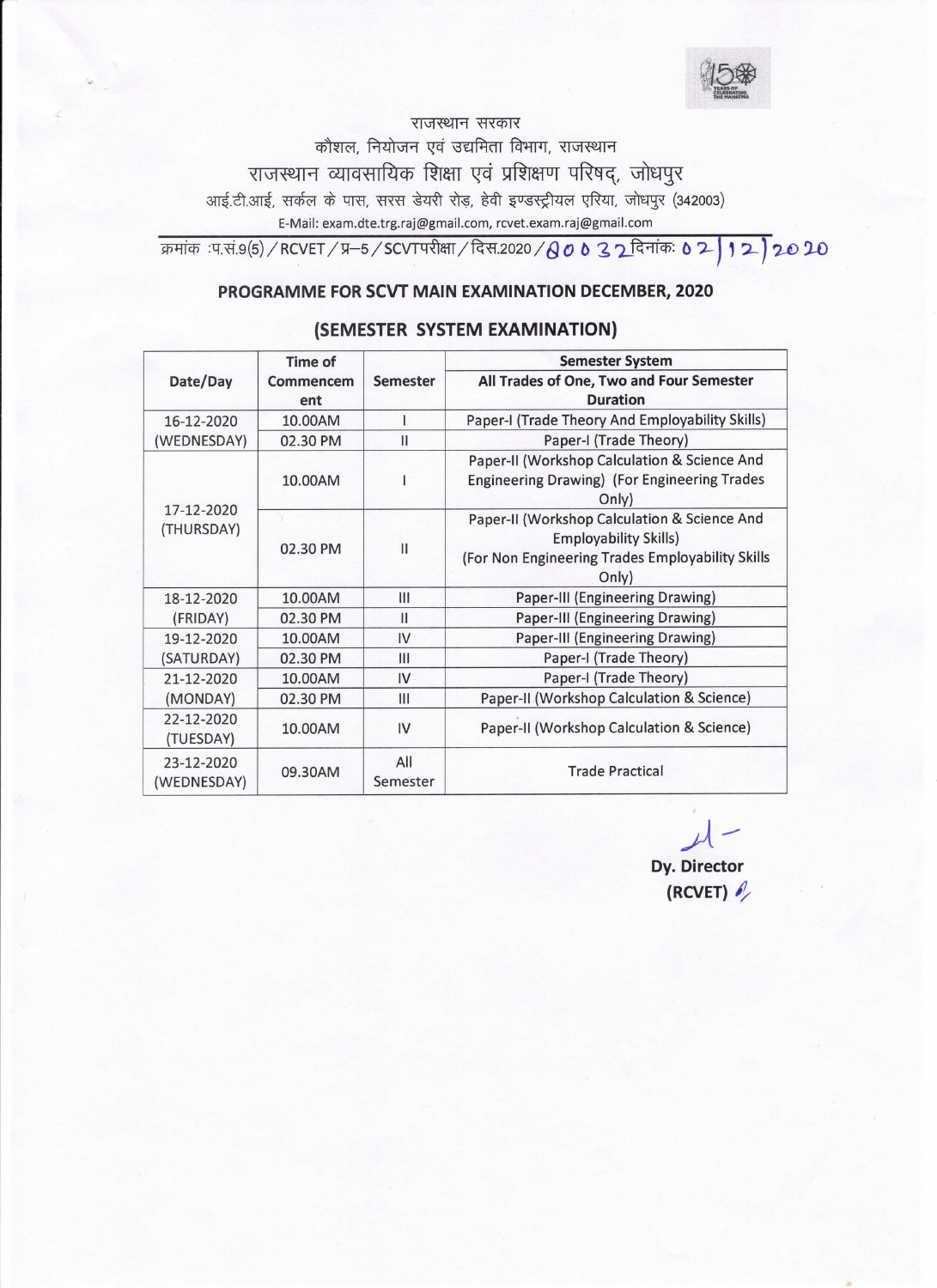राजस्थान सरकार

कौशल, नियोजन एवं उद्यमिता विभाग, राजस्थान

राजस्थान व्यावसायिक शिक्षा एवं प्रशिक्षण परिषद्, जोधपुर

आई.टी.आई, सर्कल के पास, सरस डेयरी रोड़, हेवी इण्डस्ट्रीयल एरिया, जोधपुर (342003)

E-Mail: exam.dte.trg.raj@gmail.com, rcvet.exam.raj@gmail.com

क्रमांक :प.सं.9(5) / RCVET / प्र–5 / SCVTपरीक्षा / दिस.2020 / 80032 दिनांकः 02/12/2020

## PROGRAMME FOR SCVT MAIN EXAMINATION DECEMBER, 2020

## (SEMESTER SYSTEM EXAMINATION)

| Date/Day | Time of Commencement | Semester | Semester System<br>All Trades of One, Two and Four Semester Duration |
|---|---|---|---|
| 16-12-2020 (WEDNESDAY) | 10.00AM | I | Paper-I (Trade Theory And Employability Skills) |
| | 02.30 PM | II | Paper-I (Trade Theory) |
| 17-12-2020 (THURSDAY) | 10.00AM | I | Paper-II (Workshop Calculation & Science And Engineering Drawing) (For Engineering Trades Only) |
| | 02.30 PM | II | Paper-II (Workshop Calculation & Science And Employability Skills) (For Non Engineering Trades Employability Skills Only) |
| 18-12-2020 (FRIDAY) | 10.00AM | III | Paper-III (Engineering Drawing) |
| | 02.30 PM | II | Paper-III (Engineering Drawing) |
| 19-12-2020 (SATURDAY) | 10.00AM | IV | Paper-III (Engineering Drawing) |
| | 02.30 PM | III | Paper-I (Trade Theory) |
| 21-12-2020 (MONDAY) | 10.00AM | IV | Paper-I (Trade Theory) |
| | 02.30 PM | III | Paper-II (Workshop Calculation & Science) |
| 22-12-2020 (TUESDAY) | 10.00AM | IV | Paper-II (Workshop Calculation & Science) |
| 23-12-2020 (WEDNESDAY) | 09.30AM | All Semester | Trade Practical |

Dy. Director
(RCVET)